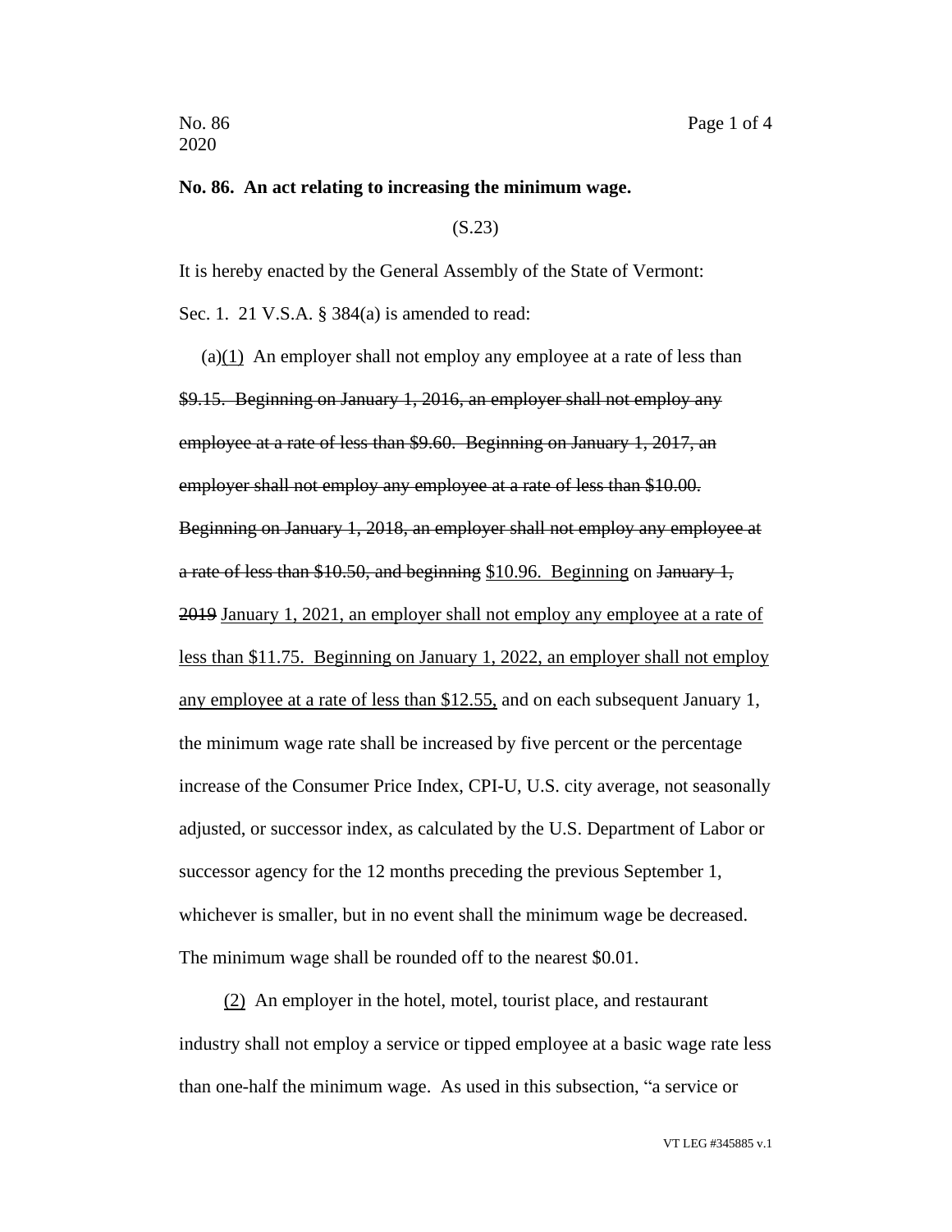**No. 86. An act relating to increasing the minimum wage.**

(S.23)

It is hereby enacted by the General Assembly of the State of Vermont:

Sec. 1. 21 V.S.A. § 384(a) is amended to read:

(a)<u>(1)</u> An employer shall not employ any employee at a rate of less than ~~$9.15. Beginning on January 1, 2016, an employer shall not employ any employee at a rate of less than $9.60. Beginning on January 1, 2017, an employer shall not employ any employee at a rate of less than $10.00. Beginning on January 1, 2018, an employer shall not employ any employee at a rate of less than $10.50, and beginning~~ <u>$10.96. Beginning</u> on ~~January 1, 2019~~ <u>January 1, 2021, an employer shall not employ any employee at a rate of less than $11.75. Beginning on January 1, 2022, an employer shall not employ any employee at a rate of less than $12.55,</u> and on each subsequent January 1, the minimum wage rate shall be increased by five percent or the percentage increase of the Consumer Price Index, CPI-U, U.S. city average, not seasonally adjusted, or successor index, as calculated by the U.S. Department of Labor or successor agency for the 12 months preceding the previous September 1, whichever is smaller, but in no event shall the minimum wage be decreased. The minimum wage shall be rounded off to the nearest $0.01.

<u>(2)</u> An employer in the hotel, motel, tourist place, and restaurant industry shall not employ a service or tipped employee at a basic wage rate less than one-half the minimum wage. As used in this subsection, "a service or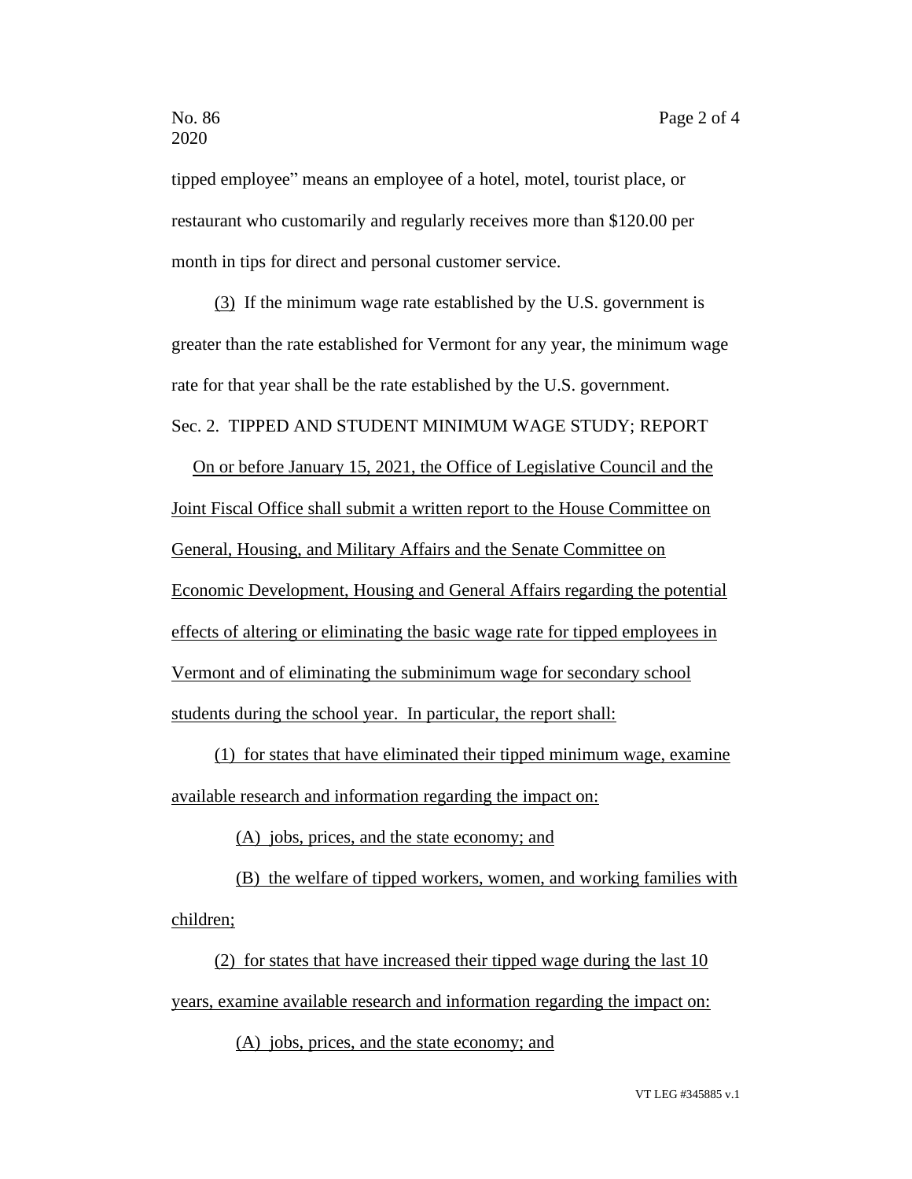tipped employee" means an employee of a hotel, motel, tourist place, or restaurant who customarily and regularly receives more than \$120.00 per month in tips for direct and personal customer service.

(3) If the minimum wage rate established by the U.S. government is greater than the rate established for Vermont for any year, the minimum wage rate for that year shall be the rate established by the U.S. government.

Sec. 2. TIPPED AND STUDENT MINIMUM WAGE STUDY; REPORT

On or before January 15, 2021, the Office of Legislative Council and the Joint Fiscal Office shall submit a written report to the House Committee on General, Housing, and Military Affairs and the Senate Committee on Economic Development, Housing and General Affairs regarding the potential effects of altering or eliminating the basic wage rate for tipped employees in Vermont and of eliminating the subminimum wage for secondary school students during the school year. In particular, the report shall:

(1) for states that have eliminated their tipped minimum wage, examine available research and information regarding the impact on:

(A) jobs, prices, and the state economy; and

(B) the welfare of tipped workers, women, and working families with children;

(2) for states that have increased their tipped wage during the last 10 years, examine available research and information regarding the impact on:

(A) jobs, prices, and the state economy; and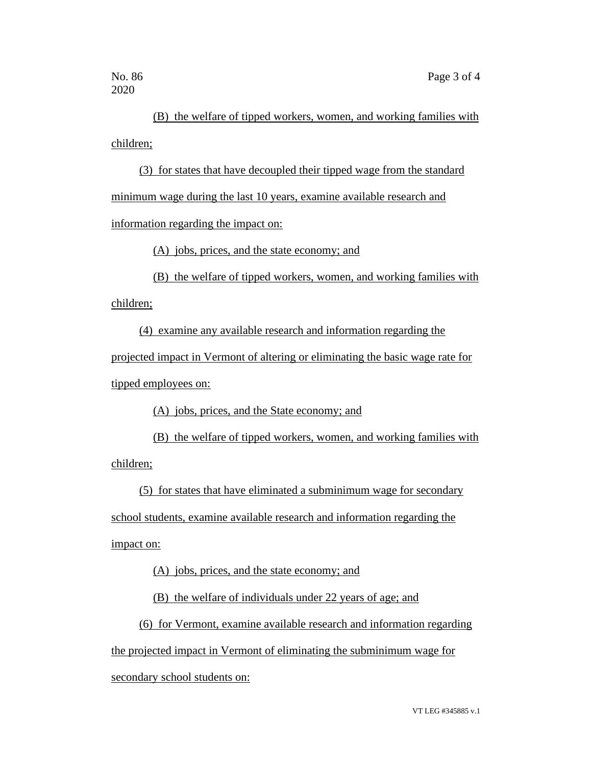(B) the welfare of tipped workers, women, and working families with children;

(3) for states that have decoupled their tipped wage from the standard minimum wage during the last 10 years, examine available research and information regarding the impact on:

(A) jobs, prices, and the state economy; and

(B) the welfare of tipped workers, women, and working families with children;

(4) examine any available research and information regarding the projected impact in Vermont of altering or eliminating the basic wage rate for tipped employees on:

(A) jobs, prices, and the State economy; and

(B) the welfare of tipped workers, women, and working families with children;

(5) for states that have eliminated a subminimum wage for secondary school students, examine available research and information regarding the impact on:

(A) jobs, prices, and the state economy; and

(B) the welfare of individuals under 22 years of age; and

(6) for Vermont, examine available research and information regarding the projected impact in Vermont of eliminating the subminimum wage for secondary school students on: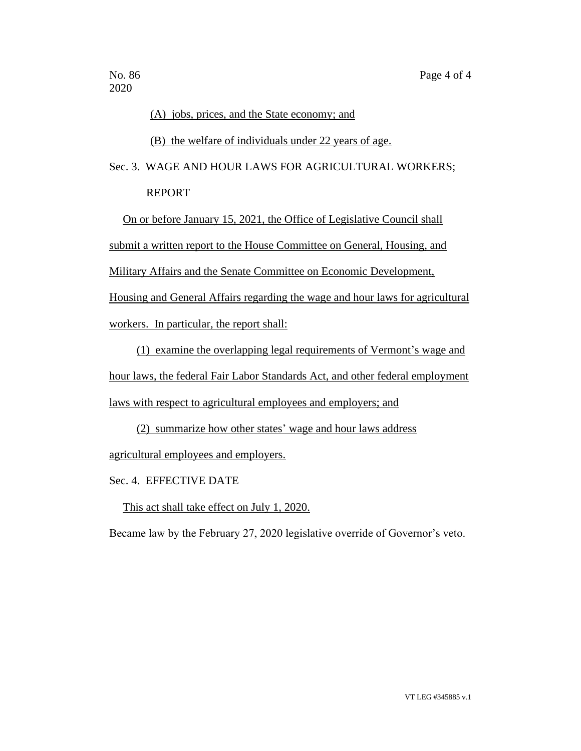(A) jobs, prices, and the State economy; and

(B) the welfare of individuals under 22 years of age.

Sec. 3. WAGE AND HOUR LAWS FOR AGRICULTURAL WORKERS; REPORT

On or before January 15, 2021, the Office of Legislative Council shall submit a written report to the House Committee on General, Housing, and Military Affairs and the Senate Committee on Economic Development, Housing and General Affairs regarding the wage and hour laws for agricultural workers. In particular, the report shall:

(1) examine the overlapping legal requirements of Vermont's wage and hour laws, the federal Fair Labor Standards Act, and other federal employment laws with respect to agricultural employees and employers; and

(2) summarize how other states' wage and hour laws address agricultural employees and employers.

Sec. 4. EFFECTIVE DATE

This act shall take effect on July 1, 2020.

Became law by the February 27, 2020 legislative override of Governor's veto.

VT LEG #345885 v.1